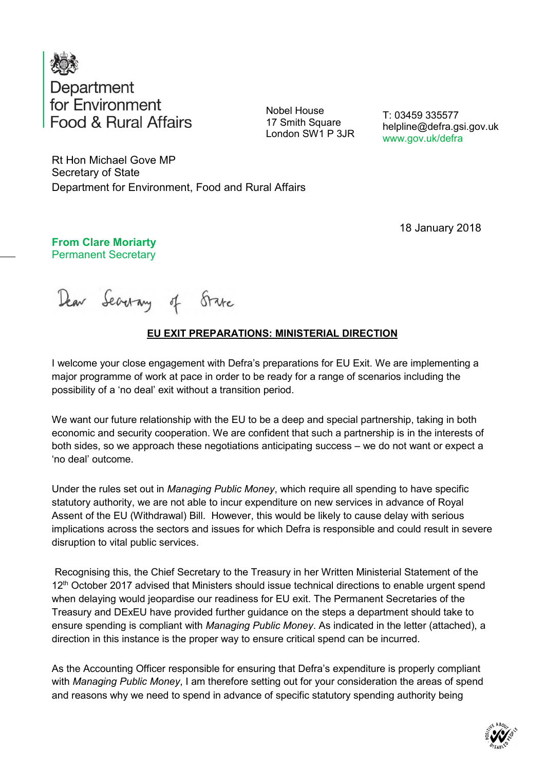Department for Environment Food & Rural Affairs

Nobel House
17 Smith Square
London SW1 P 3JR

T: 03459 335577
helpline@defra.gsi.gov.uk
www.gov.uk/defra

Rt Hon Michael Gove MP
Secretary of State
Department for Environment, Food and Rural Affairs

18 January 2018

**From Clare Moriarty**
Permanent Secretary

Dear Secretary of State

**EU EXIT PREPARATIONS: MINISTERIAL DIRECTION**

I welcome your close engagement with Defra's preparations for EU Exit. We are implementing a major programme of work at pace in order to be ready for a range of scenarios including the possibility of a 'no deal' exit without a transition period.

We want our future relationship with the EU to be a deep and special partnership, taking in both economic and security cooperation. We are confident that such a partnership is in the interests of both sides, so we approach these negotiations anticipating success – we do not want or expect a 'no deal' outcome.

Under the rules set out in *Managing Public Money*, which require all spending to have specific statutory authority, we are not able to incur expenditure on new services in advance of Royal Assent of the EU (Withdrawal) Bill. However, this would be likely to cause delay with serious implications across the sectors and issues for which Defra is responsible and could result in severe disruption to vital public services.

Recognising this, the Chief Secretary to the Treasury in her Written Ministerial Statement of the 12th October 2017 advised that Ministers should issue technical directions to enable urgent spend when delaying would jeopardise our readiness for EU exit. The Permanent Secretaries of the Treasury and DExEU have provided further guidance on the steps a department should take to ensure spending is compliant with *Managing Public Money*. As indicated in the letter (attached), a direction in this instance is the proper way to ensure critical spend can be incurred.

As the Accounting Officer responsible for ensuring that Defra's expenditure is properly compliant with *Managing Public Money*, I am therefore setting out for your consideration the areas of spend and reasons why we need to spend in advance of specific statutory spending authority being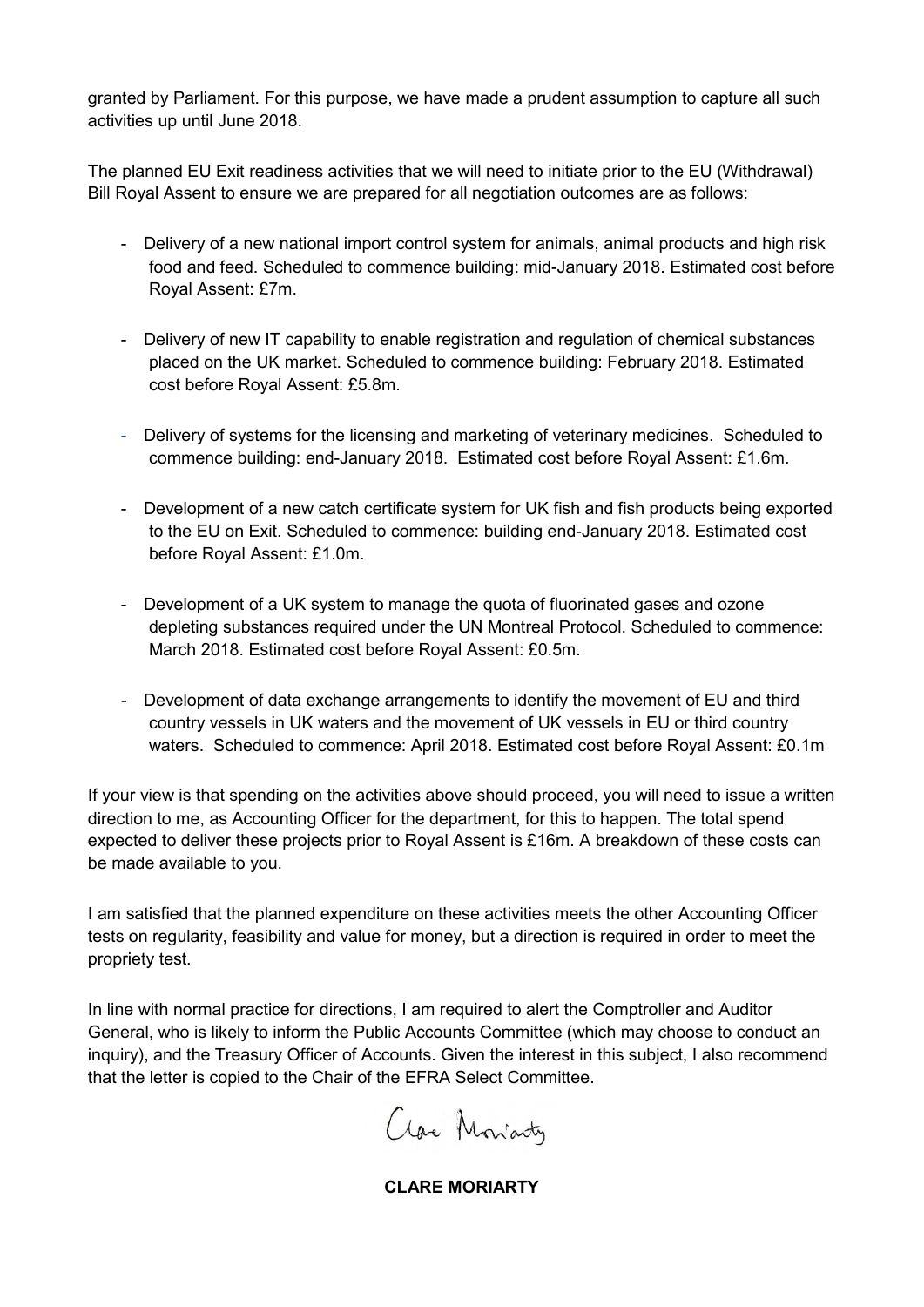granted by Parliament. For this purpose, we have made a prudent assumption to capture all such activities up until June 2018.

The planned EU Exit readiness activities that we will need to initiate prior to the EU (Withdrawal) Bill Royal Assent to ensure we are prepared for all negotiation outcomes are as follows:

- Delivery of a new national import control system for animals, animal products and high risk food and feed. Scheduled to commence building: mid-January 2018. Estimated cost before Royal Assent: £7m.

- Delivery of new IT capability to enable registration and regulation of chemical substances placed on the UK market. Scheduled to commence building: February 2018. Estimated cost before Royal Assent: £5.8m.

- Delivery of systems for the licensing and marketing of veterinary medicines. Scheduled to commence building: end-January 2018. Estimated cost before Royal Assent: £1.6m.

- Development of a new catch certificate system for UK fish and fish products being exported to the EU on Exit. Scheduled to commence: building end-January 2018. Estimated cost before Royal Assent: £1.0m.

- Development of a UK system to manage the quota of fluorinated gases and ozone depleting substances required under the UN Montreal Protocol. Scheduled to commence: March 2018. Estimated cost before Royal Assent: £0.5m.

- Development of data exchange arrangements to identify the movement of EU and third country vessels in UK waters and the movement of UK vessels in EU or third country waters. Scheduled to commence: April 2018. Estimated cost before Royal Assent: £0.1m

If your view is that spending on the activities above should proceed, you will need to issue a written direction to me, as Accounting Officer for the department, for this to happen. The total spend expected to deliver these projects prior to Royal Assent is £16m. A breakdown of these costs can be made available to you.

I am satisfied that the planned expenditure on these activities meets the other Accounting Officer tests on regularity, feasibility and value for money, but a direction is required in order to meet the propriety test.

In line with normal practice for directions, I am required to alert the Comptroller and Auditor General, who is likely to inform the Public Accounts Committee (which may choose to conduct an inquiry), and the Treasury Officer of Accounts. Given the interest in this subject, I also recommend that the letter is copied to the Chair of the EFRA Select Committee.

Clare Moriarty

**CLARE MORIARTY**